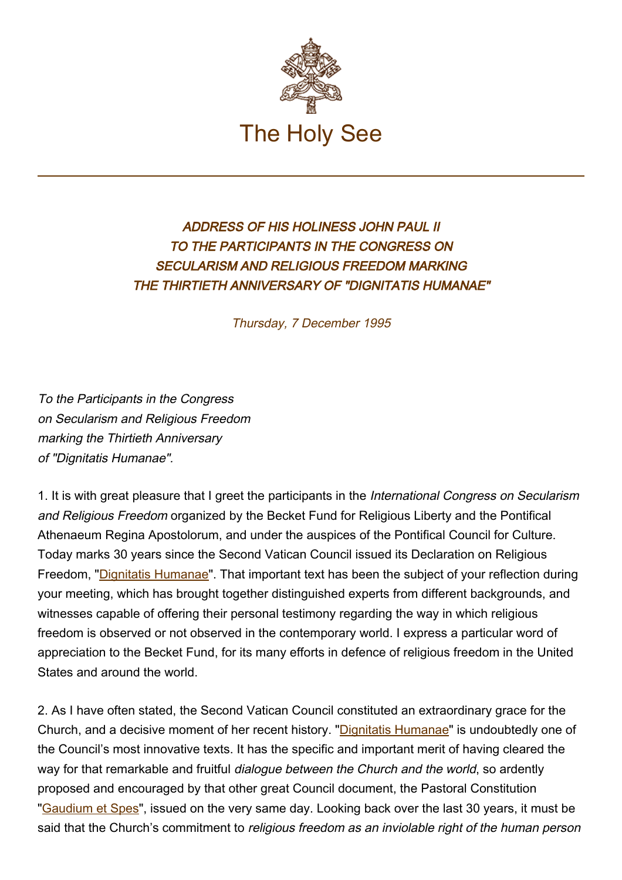# The Holy See

## *ADDRESS OF HIS HOLINESS JOHN PAUL II TO THE PARTICIPANTS IN THE CONGRESS ON SECULARISM AND RELIGIOUS FREEDOM MARKING THE THIRTIETH ANNIVERSARY OF "DIGNITATIS HUMANAE"*

*Thursday, 7 December 1995*

*To the Participants in the Congress*
*on Secularism and Religious Freedom*
*marking the Thirtieth Anniversary*
*of "Dignitatis Humanae".*

1. It is with great pleasure that I greet the participants in the *International Congress on Secularism and Religious Freedom* organized by the Becket Fund for Religious Liberty and the Pontifical Athenaeum Regina Apostolorum, and under the auspices of the Pontifical Council for Culture. Today marks 30 years since the Second Vatican Council issued its Declaration on Religious Freedom, "Dignitatis Humanae". That important text has been the subject of your reflection during your meeting, which has brought together distinguished experts from different backgrounds, and witnesses capable of offering their personal testimony regarding the way in which religious freedom is observed or not observed in the contemporary world. I express a particular word of appreciation to the Becket Fund, for its many efforts in defence of religious freedom in the United States and around the world.

2. As I have often stated, the Second Vatican Council constituted an extraordinary grace for the Church, and a decisive moment of her recent history. "Dignitatis Humanae" is undoubtedly one of the Council's most innovative texts. It has the specific and important merit of having cleared the way for that remarkable and fruitful *dialogue between the Church and the world*, so ardently proposed and encouraged by that other great Council document, the Pastoral Constitution "Gaudium et Spes", issued on the very same day. Looking back over the last 30 years, it must be said that the Church's commitment to *religious freedom as an inviolable right of the human person*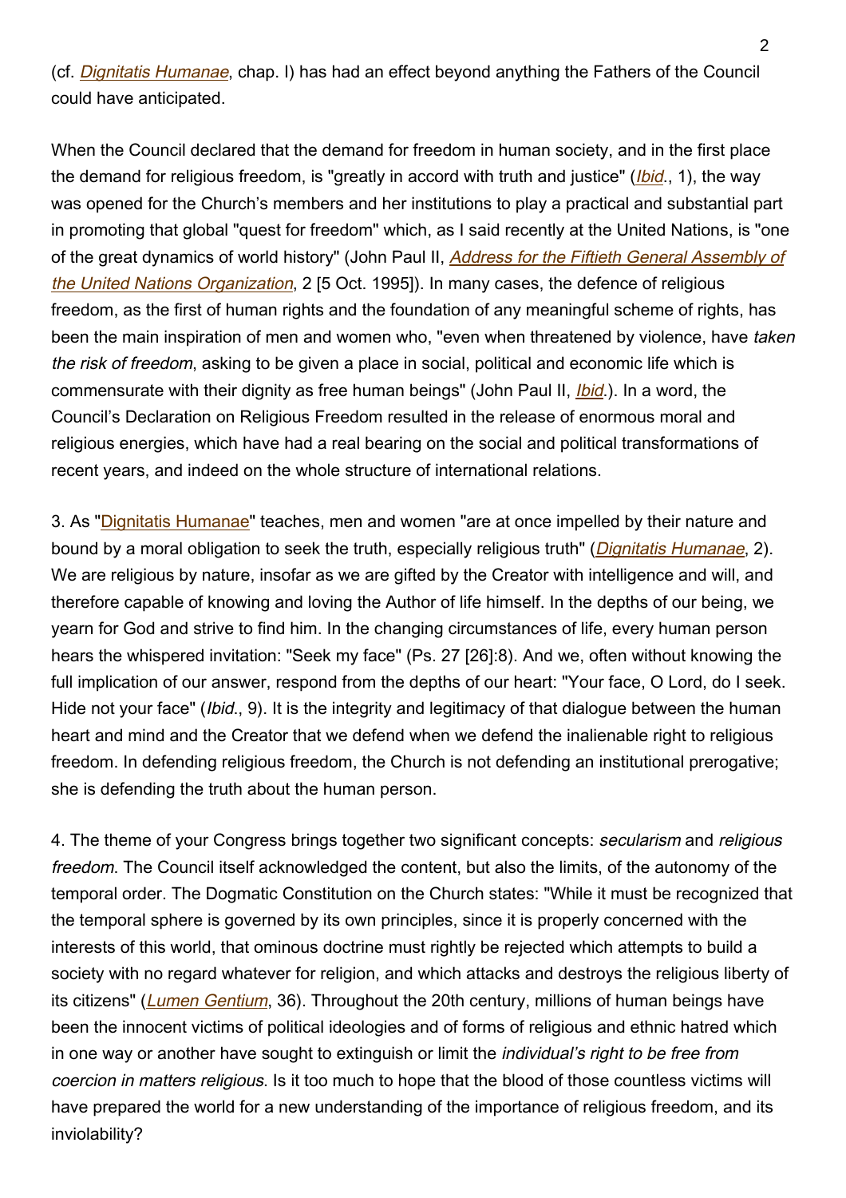(cf. *Dignitatis Humanae*, chap. I) has had an effect beyond anything the Fathers of the Council could have anticipated.

When the Council declared that the demand for freedom in human society, and in the first place the demand for religious freedom, is "greatly in accord with truth and justice" (*Ibid*., 1), the way was opened for the Church's members and her institutions to play a practical and substantial part in promoting that global "quest for freedom" which, as I said recently at the United Nations, is "one of the great dynamics of world history" (John Paul II, *Address for the Fiftieth General Assembly of the United Nations Organization*, 2 [5 Oct. 1995]). In many cases, the defence of religious freedom, as the first of human rights and the foundation of any meaningful scheme of rights, has been the main inspiration of men and women who, "even when threatened by violence, have *taken the risk of freedom*, asking to be given a place in social, political and economic life which is commensurate with their dignity as free human beings" (John Paul II, *Ibid*.). In a word, the Council's Declaration on Religious Freedom resulted in the release of enormous moral and religious energies, which have had a real bearing on the social and political transformations of recent years, and indeed on the whole structure of international relations.

3. As "Dignitatis Humanae" teaches, men and women "are at once impelled by their nature and bound by a moral obligation to seek the truth, especially religious truth" (*Dignitatis Humanae*, 2). We are religious by nature, insofar as we are gifted by the Creator with intelligence and will, and therefore capable of knowing and loving the Author of life himself. In the depths of our being, we yearn for God and strive to find him. In the changing circumstances of life, every human person hears the whispered invitation: "Seek my face" (Ps. 27 [26]:8). And we, often without knowing the full implication of our answer, respond from the depths of our heart: "Your face, O Lord, do I seek. Hide not your face" (*Ibid*., 9). It is the integrity and legitimacy of that dialogue between the human heart and mind and the Creator that we defend when we defend the inalienable right to religious freedom. In defending religious freedom, the Church is not defending an institutional prerogative; she is defending the truth about the human person.

4. The theme of your Congress brings together two significant concepts: *secularism* and *religious freedom*. The Council itself acknowledged the content, but also the limits, of the autonomy of the temporal order. The Dogmatic Constitution on the Church states: "While it must be recognized that the temporal sphere is governed by its own principles, since it is properly concerned with the interests of this world, that ominous doctrine must rightly be rejected which attempts to build a society with no regard whatever for religion, and which attacks and destroys the religious liberty of its citizens" (*Lumen Gentium*, 36). Throughout the 20th century, millions of human beings have been the innocent victims of political ideologies and of forms of religious and ethnic hatred which in one way or another have sought to extinguish or limit the *individual's right to be free from coercion in matters religious*. Is it too much to hope that the blood of those countless victims will have prepared the world for a new understanding of the importance of religious freedom, and its inviolability?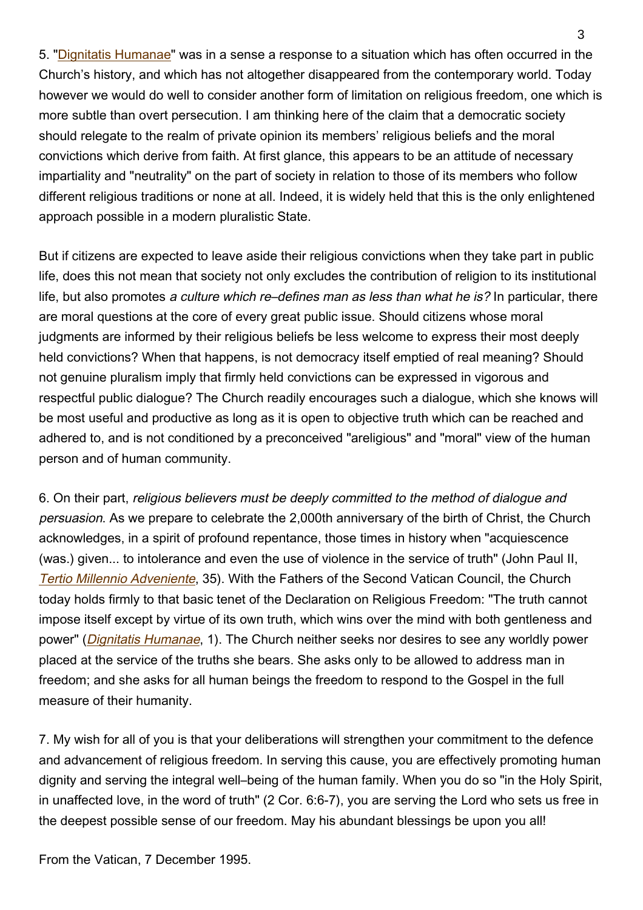5. "Dignitatis Humanae" was in a sense a response to a situation which has often occurred in the Church's history, and which has not altogether disappeared from the contemporary world. Today however we would do well to consider another form of limitation on religious freedom, one which is more subtle than overt persecution. I am thinking here of the claim that a democratic society should relegate to the realm of private opinion its members' religious beliefs and the moral convictions which derive from faith. At first glance, this appears to be an attitude of necessary impartiality and "neutrality" on the part of society in relation to those of its members who follow different religious traditions or none at all. Indeed, it is widely held that this is the only enlightened approach possible in a modern pluralistic State.

But if citizens are expected to leave aside their religious convictions when they take part in public life, does this not mean that society not only excludes the contribution of religion to its institutional life, but also promotes *a culture which re–defines man as less than what he is?* In particular, there are moral questions at the core of every great public issue. Should citizens whose moral judgments are informed by their religious beliefs be less welcome to express their most deeply held convictions? When that happens, is not democracy itself emptied of real meaning? Should not genuine pluralism imply that firmly held convictions can be expressed in vigorous and respectful public dialogue? The Church readily encourages such a dialogue, which she knows will be most useful and productive as long as it is open to objective truth which can be reached and adhered to, and is not conditioned by a preconceived "areligious" and "moral" view of the human person and of human community.

6. On their part, *religious believers must be deeply committed to the method of dialogue and persuasion*. As we prepare to celebrate the 2,000th anniversary of the birth of Christ, the Church acknowledges, in a spirit of profound repentance, those times in history when "acquiescence (was.) given... to intolerance and even the use of violence in the service of truth" (John Paul II, *Tertio Millennio Adveniente*, 35). With the Fathers of the Second Vatican Council, the Church today holds firmly to that basic tenet of the Declaration on Religious Freedom: "The truth cannot impose itself except by virtue of its own truth, which wins over the mind with both gentleness and power" (*Dignitatis Humanae*, 1). The Church neither seeks nor desires to see any worldly power placed at the service of the truths she bears. She asks only to be allowed to address man in freedom; and she asks for all human beings the freedom to respond to the Gospel in the full measure of their humanity.

7. My wish for all of you is that your deliberations will strengthen your commitment to the defence and advancement of religious freedom. In serving this cause, you are effectively promoting human dignity and serving the integral well–being of the human family. When you do so "in the Holy Spirit, in unaffected love, in the word of truth" (2 Cor. 6:6-7), you are serving the Lord who sets us free in the deepest possible sense of our freedom. May his abundant blessings be upon you all!

From the Vatican, 7 December 1995.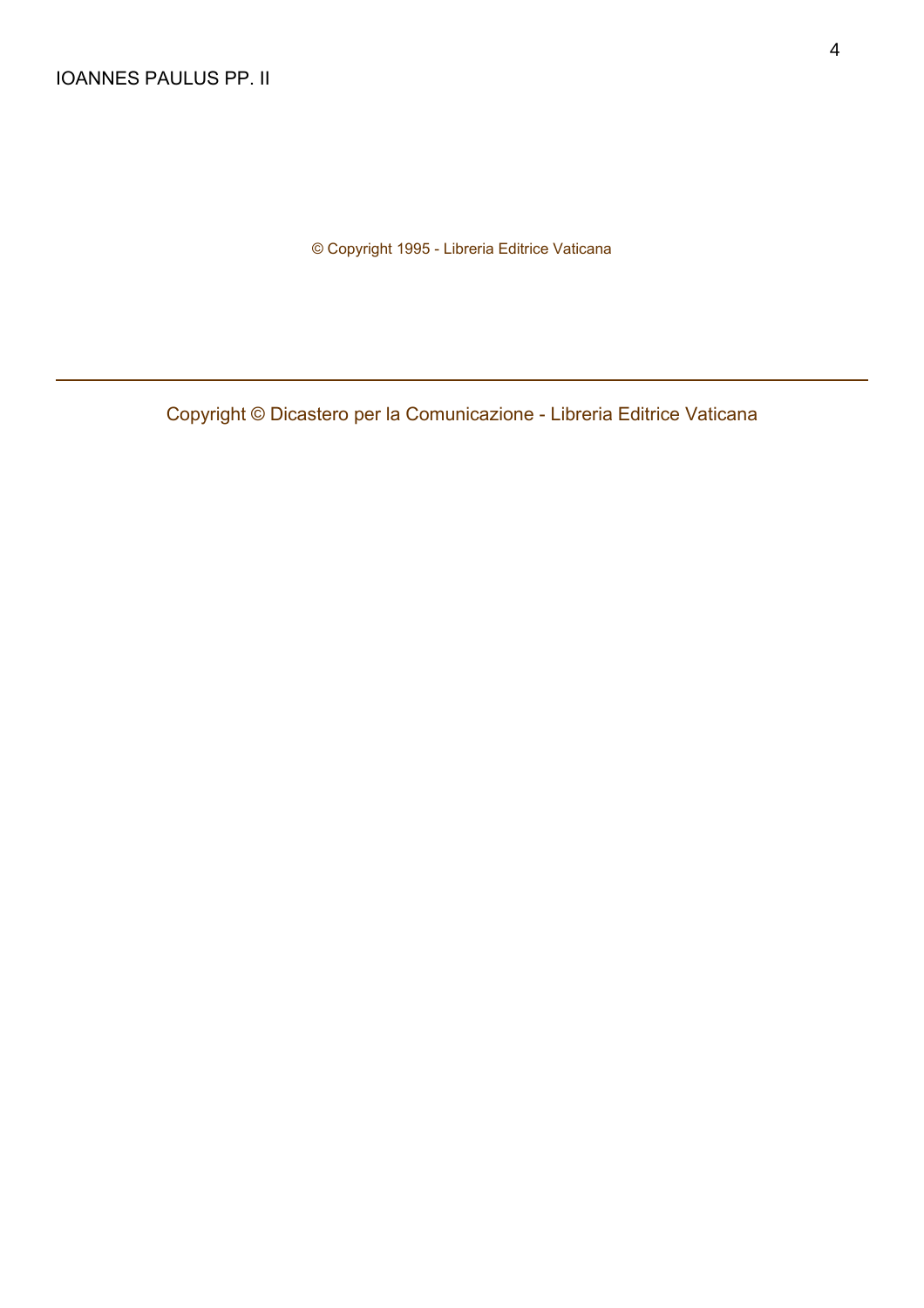© Copyright 1995 - Libreria Editrice Vaticana

---

Copyright © Dicastero per la Comunicazione - Libreria Editrice Vaticana